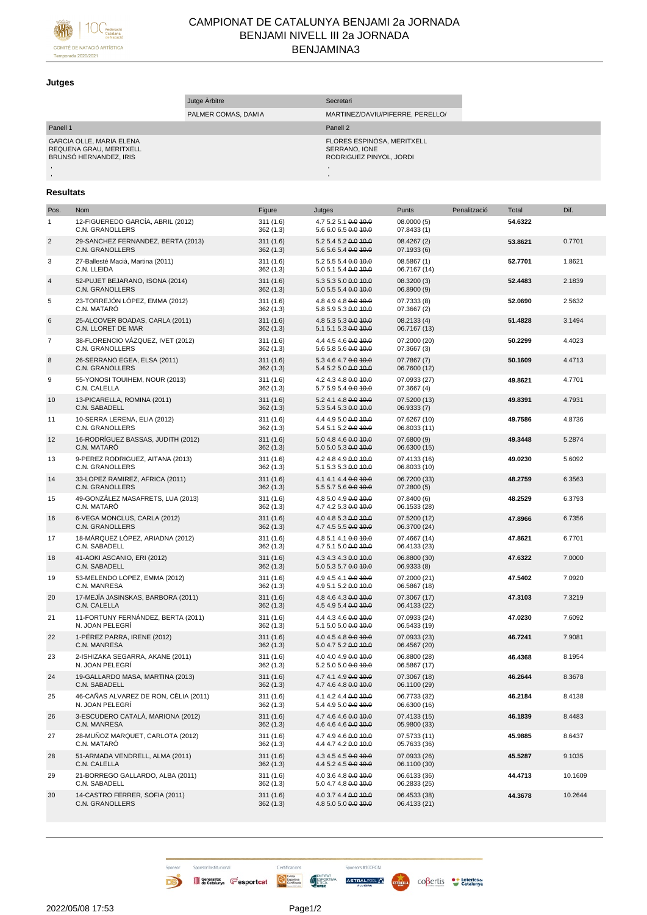Comité de Natació Artística
Temporada 2020/2021

# CAMPIONAT DE CATALUNYA BENJAMI 2a JORNADA
## BENJAMI NIVELL III 2a JORNADA
## BENJAMINA3

### Jutges

| | Jutge Àrbitre | Secretari |
|---|---|---|
| | PALMER COMAS, DAMIA | MARTINEZ/DAVIU/PIFERRE, PERELLO/ |

| Panell 1 | Panell 2 |
|---|---|
| GARCIA OLLE, MARIA ELENA<br>REQUENA GRAU, MERITXELL<br>BRUNSÓ HERNANDEZ, IRIS<br>,<br>, | FLORES ESPINOSA, MERITXELL<br>SERRANO, IONE<br>RODRIGUEZ PINYOL, JORDI<br>,<br>, |

### Resultats

| Pos. | Nom | Figure | Jutges | Punts | Penalització | Total | Dif. |
|---|---|---|---|---|---|---|---|
| 1 | 12-FIGUEREDO GARCÍA, ABRIL (2012)<br>C.N. GRANOLLERS | 311 (1.6)<br>362 (1.3) | 4.7 5.2 5.1 ~~0.0~~ ~~10.0~~<br>5.6 6.0 6.5 ~~0.0~~ ~~10.0~~ | 08.0000 (5)<br>07.8433 (1) | | **54.6322** | |
| 2 | 29-SANCHEZ FERNANDEZ, BERTA (2013)<br>C.N. GRANOLLERS | 311 (1.6)<br>362 (1.3) | 5.2 5.4 5.2 ~~0.0~~ ~~10.0~~<br>5.6 5.6 5.4 ~~0.0~~ ~~10.0~~ | 08.4267 (2)<br>07.1933 (6) | | **53.8621** | 0.7701 |
| 3 | 27-Ballesté Macià, Martina (2011)<br>C.N. LLEIDA | 311 (1.6)<br>362 (1.3) | 5.2 5.5 5.4 ~~0.0~~ ~~10.0~~<br>5.0 5.1 5.4 ~~0.0~~ ~~10.0~~ | 08.5867 (1)<br>06.7167 (14) | | **52.7701** | 1.8621 |
| 4 | 52-PUJET BEJARANO, ISONA (2014)<br>C.N. GRANOLLERS | 311 (1.6)<br>362 (1.3) | 5.3 5.3 5.0 ~~0.0~~ ~~10.0~~<br>5.0 5.5 5.4 ~~0.0~~ ~~10.0~~ | 08.3200 (3)<br>06.8900 (9) | | **52.4483** | 2.1839 |
| 5 | 23-TORREJÓN LÓPEZ, EMMA (2012)<br>C.N. MATARÓ | 311 (1.6)<br>362 (1.3) | 4.8 4.9 4.8 ~~0.0~~ ~~10.0~~<br>5.8 5.9 5.3 ~~0.0~~ ~~10.0~~ | 07.7333 (8)<br>07.3667 (2) | | **52.0690** | 2.5632 |
| 6 | 25-ALCOVER BOADAS, CARLA (2011)<br>C.N. LLORET DE MAR | 311 (1.6)<br>362 (1.3) | 4.8 5.3 5.3 ~~0.0~~ ~~10.0~~<br>5.1 5.1 5.3 ~~0.0~~ ~~10.0~~ | 08.2133 (4)<br>06.7167 (13) | | **51.4828** | 3.1494 |
| 7 | 38-FLORENCIO VÁZQUEZ, IVET (2012)<br>C.N. GRANOLLERS | 311 (1.6)<br>362 (1.3) | 4.4 4.5 4.6 ~~0.0~~ ~~10.0~~<br>5.6 5.8 5.6 ~~0.0~~ ~~10.0~~ | 07.2000 (20)<br>07.3667 (3) | | **50.2299** | 4.4023 |
| 8 | 26-SERRANO EGEA, ELSA (2011)<br>C.N. GRANOLLERS | 311 (1.6)<br>362 (1.3) | 5.3 4.6 4.7 ~~0.0~~ ~~10.0~~<br>5.4 5.2 5.0 ~~0.0~~ ~~10.0~~ | 07.7867 (7)<br>06.7600 (12) | | **50.1609** | 4.4713 |
| 9 | 55-YONOSI TOUIHEM, NOUR (2013)<br>C.N. CALELLA | 311 (1.6)<br>362 (1.3) | 4.2 4.3 4.8 ~~0.0~~ ~~10.0~~<br>5.7 5.9 5.4 ~~0.0~~ ~~10.0~~ | 07.0933 (27)<br>07.3667 (4) | | **49.8621** | 4.7701 |
| 10 | 13-PICARELLA, ROMINA (2011)<br>C.N. SABADELL | 311 (1.6)<br>362 (1.3) | 5.2 4.1 4.8 ~~0.0~~ ~~10.0~~<br>5.3 5.4 5.3 ~~0.0~~ ~~10.0~~ | 07.5200 (13)<br>06.9333 (7) | | **49.8391** | 4.7931 |
| 11 | 10-SERRA LERENA, ELIA (2012)<br>C.N. GRANOLLERS | 311 (1.6)<br>362 (1.3) | 4.4 4.9 5.0 ~~0.0~~ ~~10.0~~<br>5.4 5.1 5.2 ~~0.0~~ ~~10.0~~ | 07.6267 (10)<br>06.8033 (11) | | **49.7586** | 4.8736 |
| 12 | 16-RODRÍGUEZ BASSAS, JUDITH (2012)<br>C.N. MATARÓ | 311 (1.6)<br>362 (1.3) | 5.0 4.8 4.6 ~~0.0~~ ~~10.0~~<br>5.0 5.0 5.3 ~~0.0~~ ~~10.0~~ | 07.6800 (9)<br>06.6300 (15) | | **49.3448** | 5.2874 |
| 13 | 9-PEREZ RODRIGUEZ, AITANA (2013)<br>C.N. GRANOLLERS | 311 (1.6)<br>362 (1.3) | 4.2 4.8 4.9 ~~0.0~~ ~~10.0~~<br>5.1 5.3 5.3 ~~0.0~~ ~~10.0~~ | 07.4133 (16)<br>06.8033 (10) | | **49.0230** | 5.6092 |
| 14 | 33-LOPEZ RAMIREZ, AFRICA (2011)<br>C.N. GRANOLLERS | 311 (1.6)<br>362 (1.3) | 4.1 4.1 4.4 ~~0.0~~ ~~10.0~~<br>5.5 5.7 5.6 ~~0.0~~ ~~10.0~~ | 06.7200 (33)<br>07.2800 (5) | | **48.2759** | 6.3563 |
| 15 | 49-GONZÁLEZ MASAFRETS, LUA (2013)<br>C.N. MATARÓ | 311 (1.6)<br>362 (1.3) | 4.8 5.0 4.9 ~~0.0~~ ~~10.0~~<br>4.7 4.2 5.3 ~~0.0~~ ~~10.0~~ | 07.8400 (6)<br>06.1533 (28) | | **48.2529** | 6.3793 |
| 16 | 6-VEGA MONCLUS, CARLA (2012)<br>C.N. GRANOLLERS | 311 (1.6)<br>362 (1.3) | 4.0 4.8 5.3 ~~0.0~~ ~~10.0~~<br>4.7 4.5 5.5 ~~0.0~~ ~~10.0~~ | 07.5200 (12)<br>06.3700 (24) | | **47.8966** | 6.7356 |
| 17 | 18-MÁRQUEZ LÓPEZ, ARIADNA (2012)<br>C.N. SABADELL | 311 (1.6)<br>362 (1.3) | 4.8 5.1 4.1 ~~0.0~~ ~~10.0~~<br>4.7 5.1 5.0 ~~0.0~~ ~~10.0~~ | 07.4667 (14)<br>06.4133 (23) | | **47.8621** | 6.7701 |
| 18 | 41-AOKI ASCANIO, ERI (2012)<br>C.N. SABADELL | 311 (1.6)<br>362 (1.3) | 4.3 4.3 4.3 ~~0.0~~ ~~10.0~~<br>5.0 5.3 5.7 ~~0.0~~ ~~10.0~~ | 06.8800 (30)<br>06.9333 (8) | | **47.6322** | 7.0000 |
| 19 | 53-MELENDO LOPEZ, EMMA (2012)<br>C.N. MANRESA | 311 (1.6)<br>362 (1.3) | 4.9 4.5 4.1 ~~0.0~~ ~~10.0~~<br>4.9 5.1 5.2 ~~0.0~~ ~~10.0~~ | 07.2000 (21)<br>06.5867 (18) | | **47.5402** | 7.0920 |
| 20 | 17-MEJÍA JASINSKAS, BARBORA (2011)<br>C.N. CALELLA | 311 (1.6)<br>362 (1.3) | 4.8 4.6 4.3 ~~0.0~~ ~~10.0~~<br>4.5 4.9 5.4 ~~0.0~~ ~~10.0~~ | 07.3067 (17)<br>06.4133 (22) | | **47.3103** | 7.3219 |
| 21 | 11-FORTUNY FERNÁNDEZ, BERTA (2011)<br>N. JOAN PELEGRÍ | 311 (1.6)<br>362 (1.3) | 4.4 4.3 4.6 ~~0.0~~ ~~10.0~~<br>5.1 5.0 5.0 ~~0.0~~ ~~10.0~~ | 07.0933 (24)<br>06.5433 (19) | | **47.0230** | 7.6092 |
| 22 | 1-PÉREZ PARRA, IRENE (2012)<br>C.N. MANRESA | 311 (1.6)<br>362 (1.3) | 4.0 4.5 4.8 ~~0.0~~ ~~10.0~~<br>5.0 4.7 5.2 ~~0.0~~ ~~10.0~~ | 07.0933 (23)<br>06.4567 (20) | | **46.7241** | 7.9081 |
| 23 | 2-ISHIZAKA SEGARRA, AKANE (2011)<br>N. JOAN PELEGRÍ | 311 (1.6)<br>362 (1.3) | 4.0 4.0 4.9 ~~0.0~~ ~~10.0~~<br>5.2 5.0 5.0 ~~0.0~~ ~~10.0~~ | 06.8800 (28)<br>06.5867 (17) | | **46.4368** | 8.1954 |
| 24 | 19-GALLARDO MASA, MARTINA (2013)<br>C.N. SABADELL | 311 (1.6)<br>362 (1.3) | 4.7 4.1 4.9 ~~0.0~~ ~~10.0~~<br>4.7 4.6 4.8 ~~0.0~~ ~~10.0~~ | 07.3067 (18)<br>06.1100 (29) | | **46.2644** | 8.3678 |
| 25 | 46-CAÑAS ALVAREZ DE RON, CÈLIA (2011)<br>N. JOAN PELEGRÍ | 311 (1.6)<br>362 (1.3) | 4.1 4.2 4.4 ~~0.0~~ ~~10.0~~<br>5.4 4.9 5.0 ~~0.0~~ ~~10.0~~ | 06.7733 (32)<br>06.6300 (16) | | **46.2184** | 8.4138 |
| 26 | 3-ESCUDERO CATALÀ, MARIONA (2012)<br>C.N. MANRESA | 311 (1.6)<br>362 (1.3) | 4.7 4.6 4.6 ~~0.0~~ ~~10.0~~<br>4.6 4.6 4.6 ~~0.0~~ ~~10.0~~ | 07.4133 (15)<br>05.9800 (33) | | **46.1839** | 8.4483 |
| 27 | 28-MUÑOZ MARQUET, CARLOTA (2012)<br>C.N. MATARÓ | 311 (1.6)<br>362 (1.3) | 4.7 4.9 4.6 ~~0.0~~ ~~10.0~~<br>4.4 4.7 4.2 ~~0.0~~ ~~10.0~~ | 07.5733 (11)<br>05.7633 (36) | | **45.9885** | 8.6437 |
| 28 | 51-ARMADA VENDRELL, ALMA (2011)<br>C.N. CALELLA | 311 (1.6)<br>362 (1.3) | 4.3 4.5 4.5 ~~0.0~~ ~~10.0~~<br>4.4 5.2 4.5 ~~0.0~~ ~~10.0~~ | 07.0933 (26)<br>06.1100 (30) | | **45.5287** | 9.1035 |
| 29 | 21-BORREGO GALLARDO, ALBA (2011)<br>C.N. SABADELL | 311 (1.6)<br>362 (1.3) | 4.0 3.6 4.8 ~~0.0~~ ~~10.0~~<br>5.0 4.7 4.8 ~~0.0~~ ~~10.0~~ | 06.6133 (36)<br>06.2833 (25) | | **44.4713** | 10.1609 |
| 30 | 14-CASTRO FERRER, SOFIA (2011)<br>C.N. GRANOLLERS | 311 (1.6)<br>362 (1.3) | 4.0 3.7 4.4 ~~0.0~~ ~~10.0~~<br>4.8 5.0 5.0 ~~0.0~~ ~~10.0~~ | 06.4533 (38)<br>06.4133 (21) | | **44.3678** | 10.2644 |

2022/05/08 17:53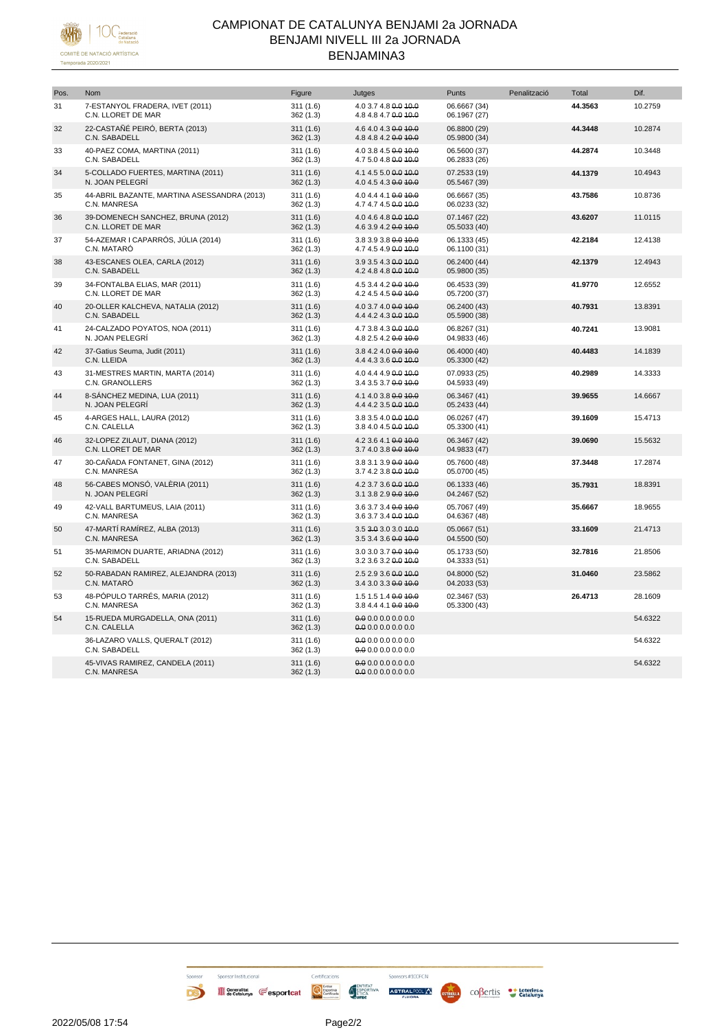# CAMPIONAT DE CATALUNYA BENJAMI 2a JORNADA
## BENJAMI NIVELL III 2a JORNADA
## BENJAMINA3

| Pos. | Nom | Figure | Jutges | Punts | Penalització | Total | Dif. |
|---|---|---|---|---|---|---|---|
| 31 | 7-ESTANYOL FRADERA, IVET (2011)<br>C.N. LLORET DE MAR | 311 (1.6)<br>362 (1.3) | 4.0 3.7 4.8 0.0 10.0<br>4.8 4.8 4.7 0.0 10.0 | 06.6667 (34)<br>06.1967 (27) | | 44.3563 | 10.2759 |
| 32 | 22-CASTAÑÉ PEIRÓ, BERTA (2013)<br>C.N. SABADELL | 311 (1.6)<br>362 (1.3) | 4.6 4.0 4.3 0.0 10.0<br>4.8 4.8 4.2 0.0 10.0 | 06.8800 (29)<br>05.9800 (34) | | 44.3448 | 10.2874 |
| 33 | 40-PAEZ COMA, MARTINA (2011)<br>C.N. SABADELL | 311 (1.6)<br>362 (1.3) | 4.0 3.8 4.5 0.0 10.0<br>4.7 5.0 4.8 0.0 10.0 | 06.5600 (37)<br>06.2833 (26) | | 44.2874 | 10.3448 |
| 34 | 5-COLLADO FUERTES, MARTINA (2011)<br>N. JOAN PELEGRÍ | 311 (1.6)<br>362 (1.3) | 4.1 4.5 5.0 0.0 10.0<br>4.0 4.5 4.3 0.0 10.0 | 07.2533 (19)<br>05.5467 (39) | | 44.1379 | 10.4943 |
| 35 | 44-ABRIL BAZANTE, MARTINA ASESSANDRA (2013)<br>C.N. MANRESA | 311 (1.6)<br>362 (1.3) | 4.0 4.4 4.1 0.0 10.0<br>4.7 4.7 4.5 0.0 10.0 | 06.6667 (35)<br>06.0233 (32) | | 43.7586 | 10.8736 |
| 36 | 39-DOMENECH SANCHEZ, BRUNA (2012)<br>C.N. LLORET DE MAR | 311 (1.6)<br>362 (1.3) | 4.0 4.6 4.8 0.0 10.0<br>4.6 3.9 4.2 0.0 10.0 | 07.1467 (22)<br>05.5033 (40) | | 43.6207 | 11.0115 |
| 37 | 54-AZEMAR I CAPARRÓS, JÚLIA (2014)<br>C.N. MATARÓ | 311 (1.6)<br>362 (1.3) | 3.8 3.9 3.8 0.0 10.0<br>4.7 4.5 4.9 0.0 10.0 | 06.1333 (45)<br>06.1100 (31) | | 42.2184 | 12.4138 |
| 38 | 43-ESCANES OLEA, CARLA (2012)<br>C.N. SABADELL | 311 (1.6)<br>362 (1.3) | 3.9 3.5 4.3 0.0 10.0<br>4.2 4.8 4.8 0.0 10.0 | 06.2400 (44)<br>05.9800 (35) | | 42.1379 | 12.4943 |
| 39 | 34-FONTALBA ELIAS, MAR (2011)<br>C.N. LLORET DE MAR | 311 (1.6)<br>362 (1.3) | 4.5 3.4 4.2 0.0 10.0<br>4.2 4.5 4.5 0.0 10.0 | 06.4533 (39)<br>05.7200 (37) | | 41.9770 | 12.6552 |
| 40 | 20-OLLER KALCHEVA, NATALIA (2012)<br>C.N. SABADELL | 311 (1.6)<br>362 (1.3) | 4.0 3.7 4.0 0.0 10.0<br>4.4 4.2 4.3 0.0 10.0 | 06.2400 (43)<br>05.5900 (38) | | 40.7931 | 13.8391 |
| 41 | 24-CALZADO POYATOS, NOA (2011)<br>N. JOAN PELEGRÍ | 311 (1.6)<br>362 (1.3) | 4.7 3.8 4.3 0.0 10.0<br>4.8 2.5 4.2 0.0 10.0 | 06.8267 (31)<br>04.9833 (46) | | 40.7241 | 13.9081 |
| 42 | 37-Gatius Seuma, Judit (2011)<br>C.N. LLEIDA | 311 (1.6)<br>362 (1.3) | 3.8 4.2 4.0 0.0 10.0<br>4.4 4.3 3.6 0.0 10.0 | 06.4000 (40)<br>05.3300 (42) | | 40.4483 | 14.1839 |
| 43 | 31-MESTRES MARTIN, MARTA (2014)<br>C.N. GRANOLLERS | 311 (1.6)<br>362 (1.3) | 4.0 4.4 4.9 0.0 10.0<br>3.4 3.5 3.7 0.0 10.0 | 07.0933 (25)<br>04.5933 (49) | | 40.2989 | 14.3333 |
| 44 | 8-SÁNCHEZ MEDINA, LUA (2011)<br>N. JOAN PELEGRÍ | 311 (1.6)<br>362 (1.3) | 4.1 4.0 3.8 0.0 10.0<br>4.4 4.2 3.5 0.0 10.0 | 06.3467 (41)<br>05.2433 (44) | | 39.9655 | 14.6667 |
| 45 | 4-ARGES HALL, LAURA (2012)<br>C.N. CALELLA | 311 (1.6)<br>362 (1.3) | 3.8 3.5 4.0 0.0 10.0<br>3.8 4.0 4.5 0.0 10.0 | 06.0267 (47)<br>05.3300 (41) | | 39.1609 | 15.4713 |
| 46 | 32-LOPEZ ZILAUT, DIANA (2012)<br>C.N. LLORET DE MAR | 311 (1.6)<br>362 (1.3) | 4.2 3.6 4.1 0.0 10.0<br>3.7 4.0 3.8 0.0 10.0 | 06.3467 (42)<br>04.9833 (47) | | 39.0690 | 15.5632 |
| 47 | 30-CAÑADA FONTANET, GINA (2012)<br>C.N. MANRESA | 311 (1.6)<br>362 (1.3) | 3.8 3.1 3.9 0.0 10.0<br>3.7 4.2 3.8 0.0 10.0 | 05.7600 (48)<br>05.0700 (45) | | 37.3448 | 17.2874 |
| 48 | 56-CABES MONSÓ, VALÈRIA (2011)<br>N. JOAN PELEGRÍ | 311 (1.6)<br>362 (1.3) | 4.2 3.7 3.6 0.0 10.0<br>3.1 3.8 2.9 0.0 10.0 | 06.1333 (46)<br>04.2467 (52) | | 35.7931 | 18.8391 |
| 49 | 42-VALL BARTUMEUS, LAIA (2011)<br>C.N. MANRESA | 311 (1.6)<br>362 (1.3) | 3.6 3.7 3.4 0.0 10.0<br>3.6 3.7 3.4 0.0 10.0 | 05.7067 (49)<br>04.6367 (48) | | 35.6667 | 18.9655 |
| 50 | 47-MARTÍ RAMÍREZ, ALBA (2013)<br>C.N. MANRESA | 311 (1.6)<br>362 (1.3) | 3.5 3.0 3.0 3.0 10.0<br>3.5 3.4 3.6 0.0 10.0 | 05.0667 (51)<br>04.5500 (50) | | 33.1609 | 21.4713 |
| 51 | 35-MARIMON DUARTE, ARIADNA (2012)<br>C.N. SABADELL | 311 (1.6)<br>362 (1.3) | 3.0 3.0 3.7 0.0 10.0<br>3.2 3.6 3.2 0.0 10.0 | 05.1733 (50)<br>04.3333 (51) | | 32.7816 | 21.8506 |
| 52 | 50-RABADAN RAMIREZ, ALEJANDRA (2013)<br>C.N. MATARÓ | 311 (1.6)<br>362 (1.3) | 2.5 2.9 3.6 0.0 10.0<br>3.4 3.0 3.3 0.0 10.0 | 04.8000 (52)<br>04.2033 (53) | | 31.0460 | 23.5862 |
| 53 | 48-PÒPULO TARRÉS, MARIA (2012)<br>C.N. MANRESA | 311 (1.6)<br>362 (1.3) | 1.5 1.5 1.4 0.0 10.0<br>3.8 4.4 4.1 0.0 10.0 | 02.3467 (53)<br>05.3300 (43) | | 26.4713 | 28.1609 |
| 54 | 15-RUEDA MURGADELLA, ONA (2011)<br>C.N. CALELLA | 311 (1.6)<br>362 (1.3) | 0.0 0.0 0.0 0.0 0.0<br>0.0 0.0 0.0 0.0 0.0 | | | | 54.6322 |
| | 36-LAZARO VALLS, QUERALT (2012)<br>C.N. SABADELL | 311 (1.6)<br>362 (1.3) | 0.0 0.0 0.0 0.0 0.0<br>0.0 0.0 0.0 0.0 0.0 | | | | 54.6322 |
| | 45-VIVAS RAMIREZ, CANDELA (2011)<br>C.N. MANRESA | 311 (1.6)<br>362 (1.3) | 0.0 0.0 0.0 0.0 0.0<br>0.0 0.0 0.0 0.0 0.0 | | | | 54.6322 |

2022/05/08 17:54